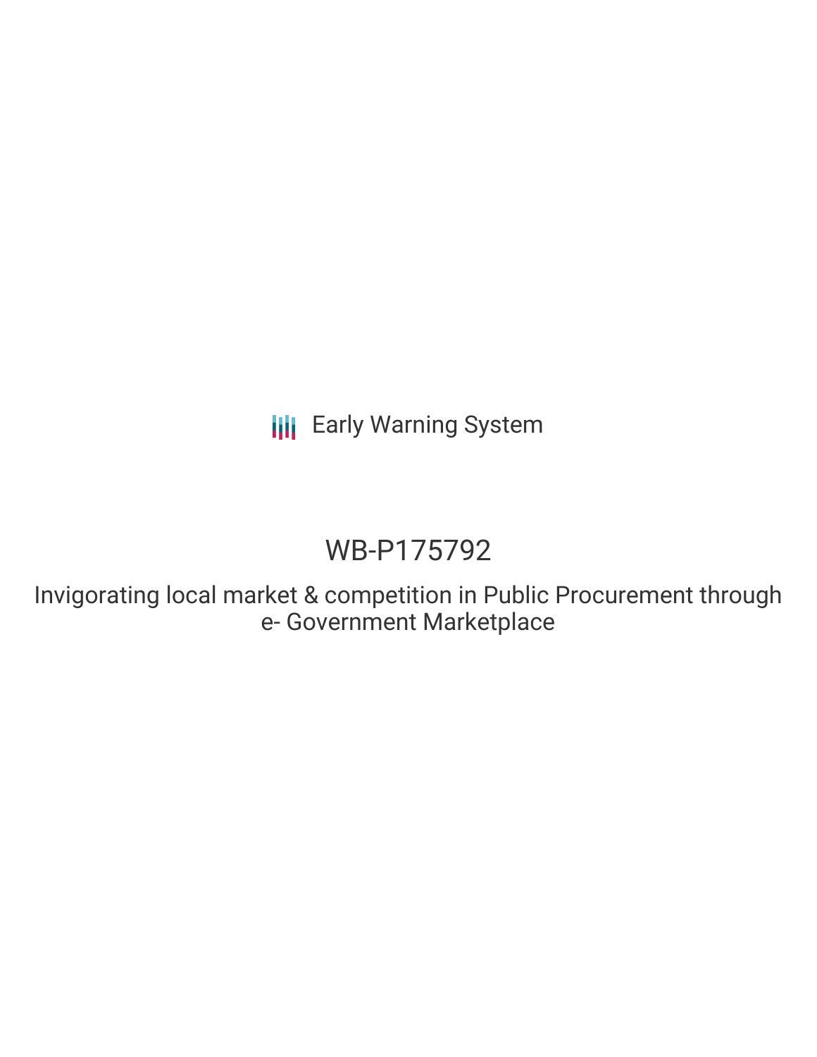Early Warning System

# WB-P175792

## Invigorating local market & competition in Public Procurement through e- Government Marketplace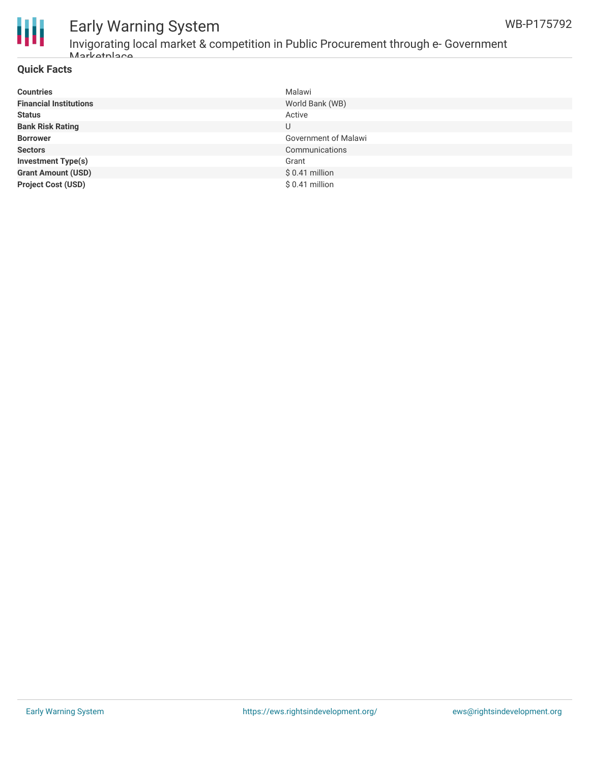## Quick Facts

| | |
|---|---|
| **Countries** | Malawi |
| **Financial Institutions** | World Bank (WB) |
| **Status** | Active |
| **Bank Risk Rating** | U |
| **Borrower** | Government of Malawi |
| **Sectors** | Communications |
| **Investment Type(s)** | Grant |
| **Grant Amount (USD)** | $ 0.41 million |
| **Project Cost (USD)** | $ 0.41 million |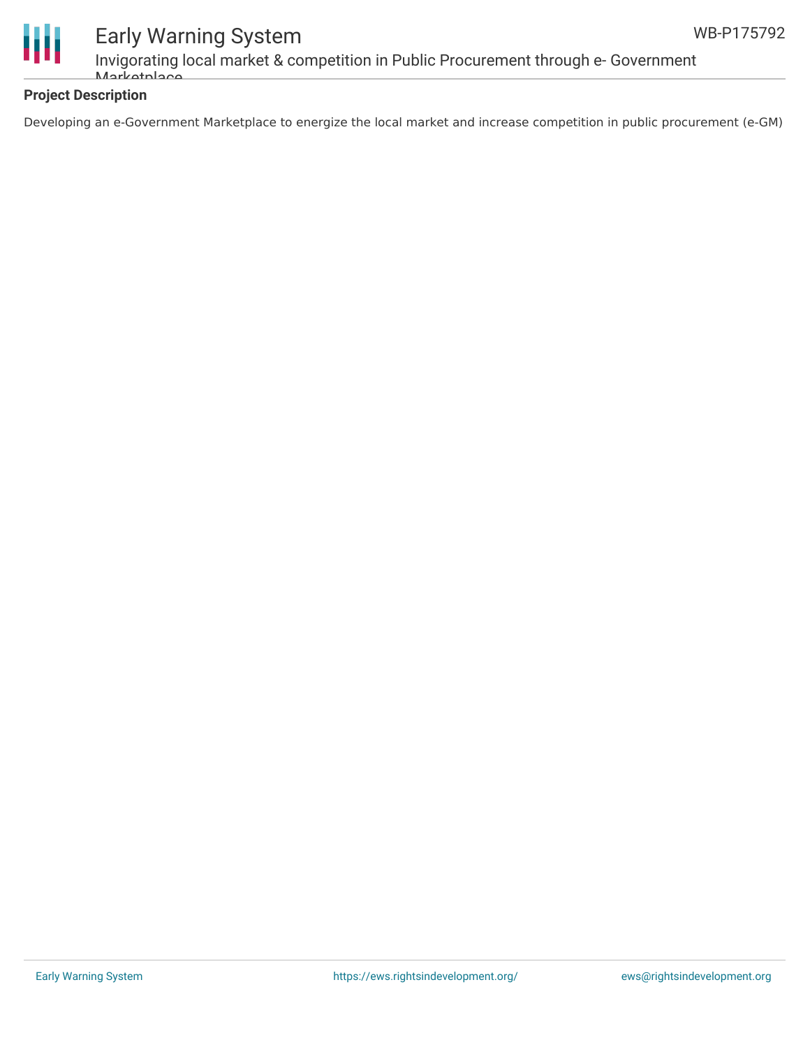## Project Description

Developing an e-Government Marketplace to energize the local market and increase competition in public procurement (e-GM)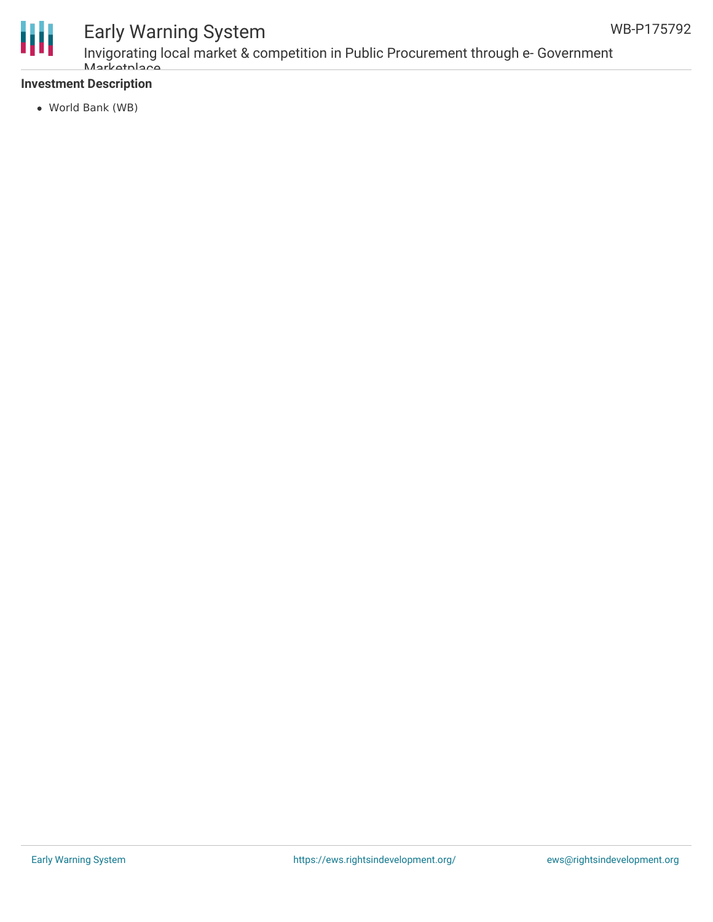### Investment Description

- World Bank (WB)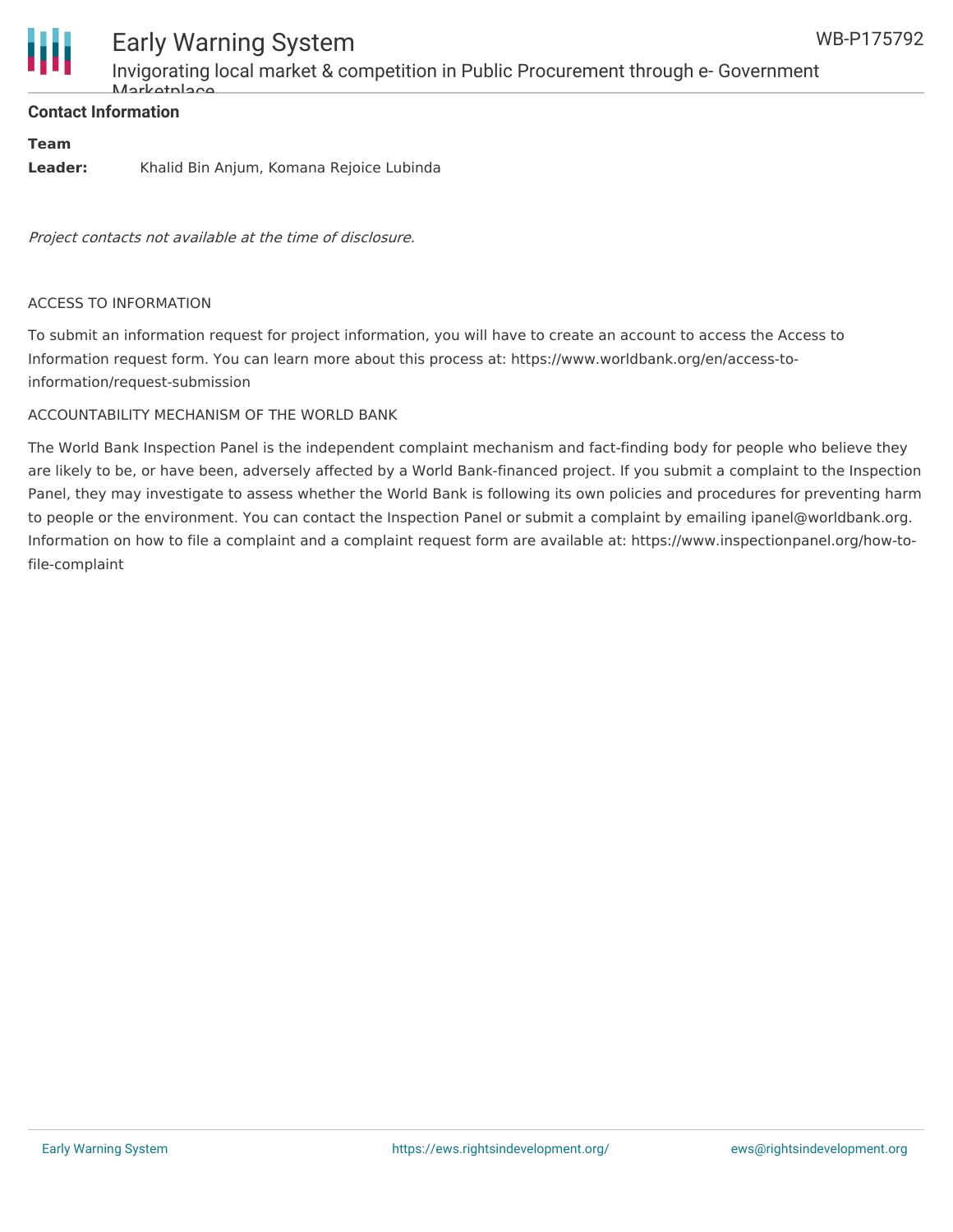### Contact Information

**Team Leader:** Khalid Bin Anjum, Komana Rejoice Lubinda

*Project contacts not available at the time of disclosure.*

ACCESS TO INFORMATION

To submit an information request for project information, you will have to create an account to access the Access to Information request form. You can learn more about this process at: https://www.worldbank.org/en/access-to-information/request-submission

ACCOUNTABILITY MECHANISM OF THE WORLD BANK

The World Bank Inspection Panel is the independent complaint mechanism and fact-finding body for people who believe they are likely to be, or have been, adversely affected by a World Bank-financed project. If you submit a complaint to the Inspection Panel, they may investigate to assess whether the World Bank is following its own policies and procedures for preventing harm to people or the environment. You can contact the Inspection Panel or submit a complaint by emailing ipanel@worldbank.org. Information on how to file a complaint and a complaint request form are available at: https://www.inspectionpanel.org/how-to-file-complaint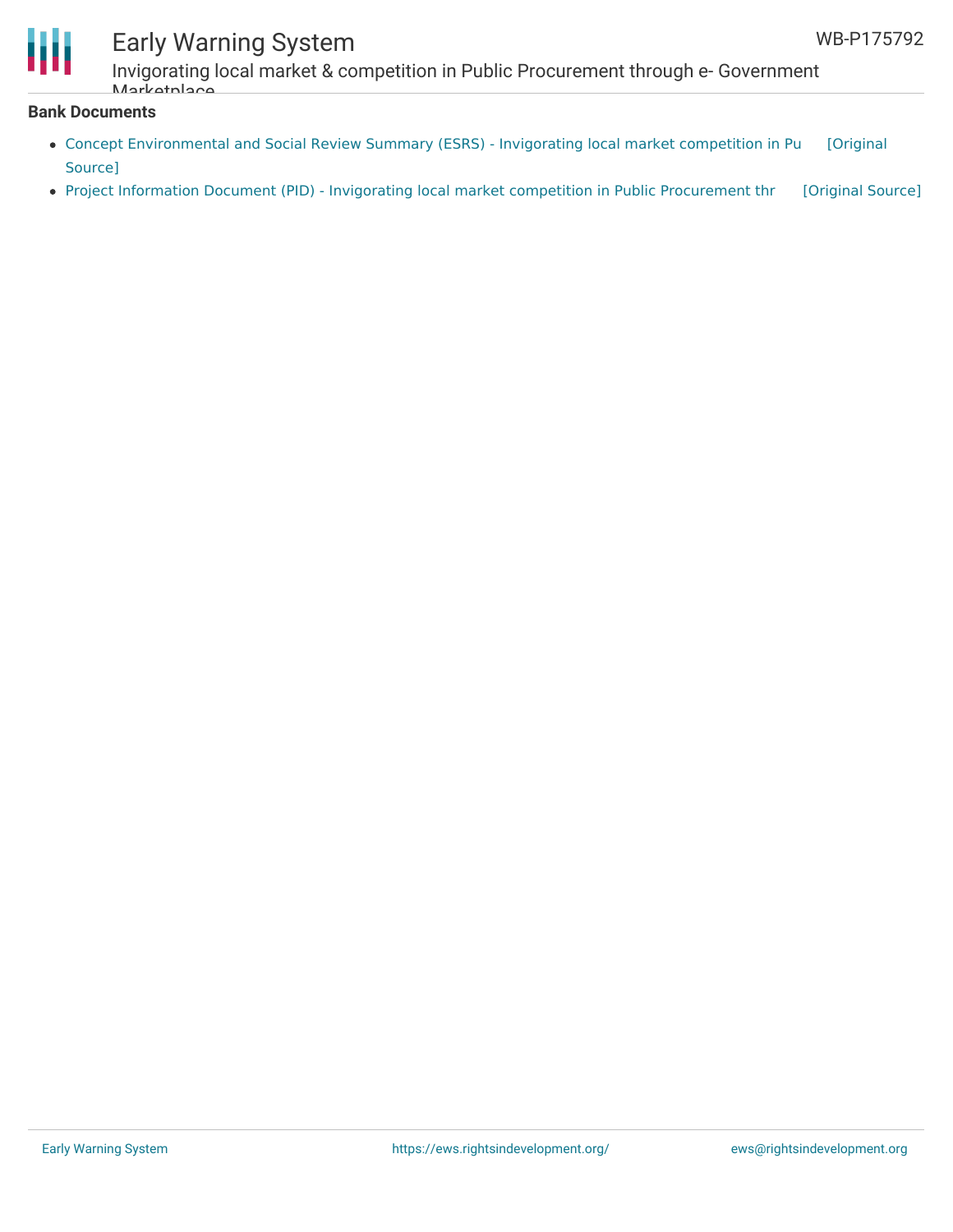**Bank Documents**

- Concept Environmental and Social Review Summary (ESRS) - Invigorating local market competition in Pu [Original Source]
- Project Information Document (PID) - Invigorating local market competition in Public Procurement thr [Original Source]